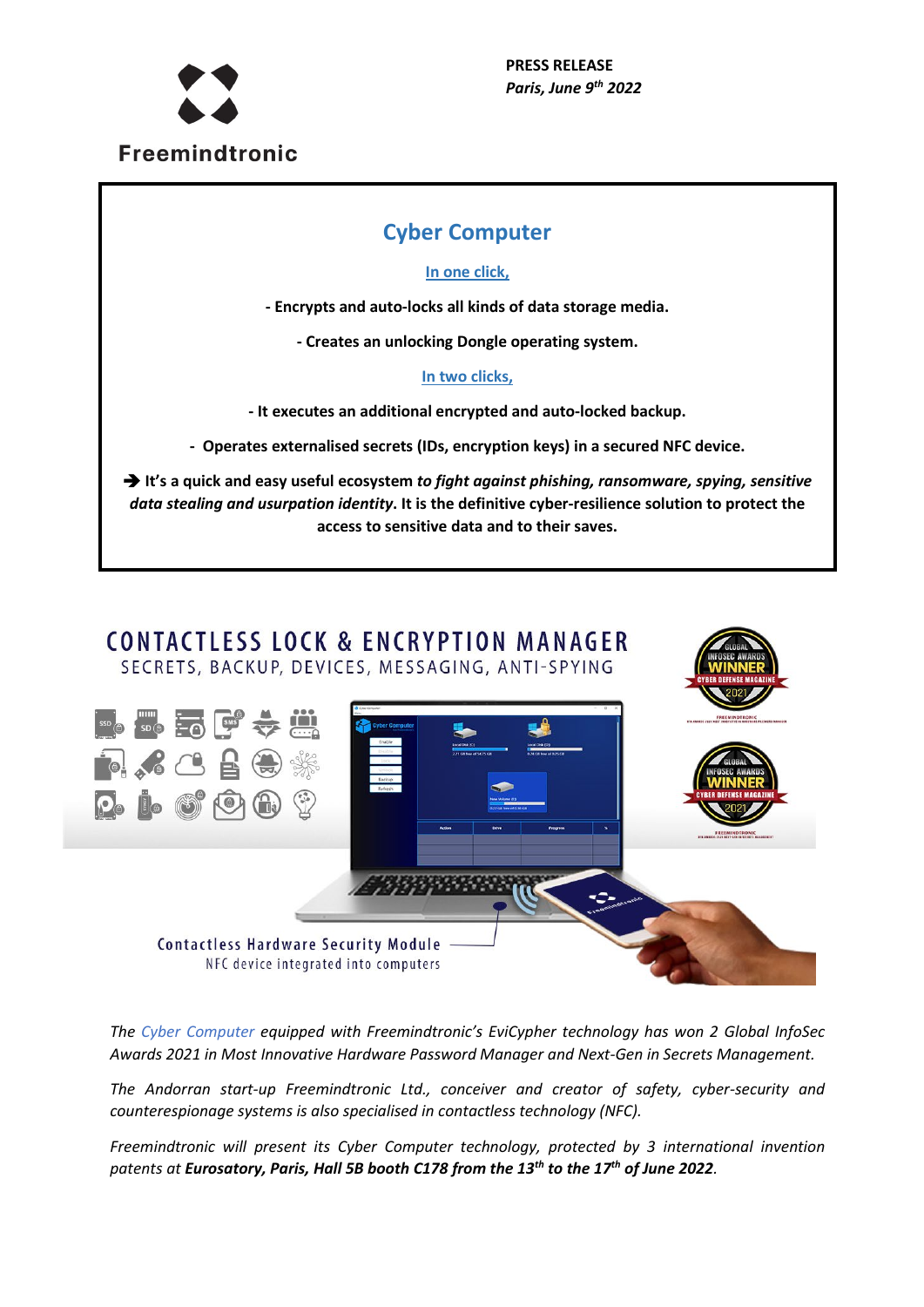Freemindtronic

**PRESS RELEASE**
***Paris, June 9th 2022***

## Cyber Computer

**In one click,**

**- Encrypts and auto-locks all kinds of data storage media.**

**- Creates an unlocking Dongle operating system.**

**In two clicks,**

**- It executes an additional encrypted and auto-locked backup.**

**- Operates externalised secrets (IDs, encryption keys) in a secured NFC device.**

**➔ It's a quick and easy useful ecosystem *to fight against phishing, ransomware, spying, sensitive data stealing and usurpation identity*. It is the definitive cyber-resilience solution to protect the access to sensitive data and to their saves.**

CONTACTLESS LOCK & ENCRYPTION MANAGER
SECRETS, BACKUP, DEVICES, MESSAGING, ANTI-SPYING

Contactless Hardware Security Module
NFC device integrated into computers

*The Cyber Computer equipped with Freemindtronic's EviCypher technology has won 2 Global InfoSec Awards 2021 in Most Innovative Hardware Password Manager and Next-Gen in Secrets Management.*

*The Andorran start-up Freemindtronic Ltd., conceiver and creator of safety, cyber-security and counterespionage systems is also specialised in contactless technology (NFC).*

*Freemindtronic will present its Cyber Computer technology, protected by 3 international invention patents at **Eurosatory, Paris, Hall 5B booth C178 from the 13th to the 17th of June 2022**.*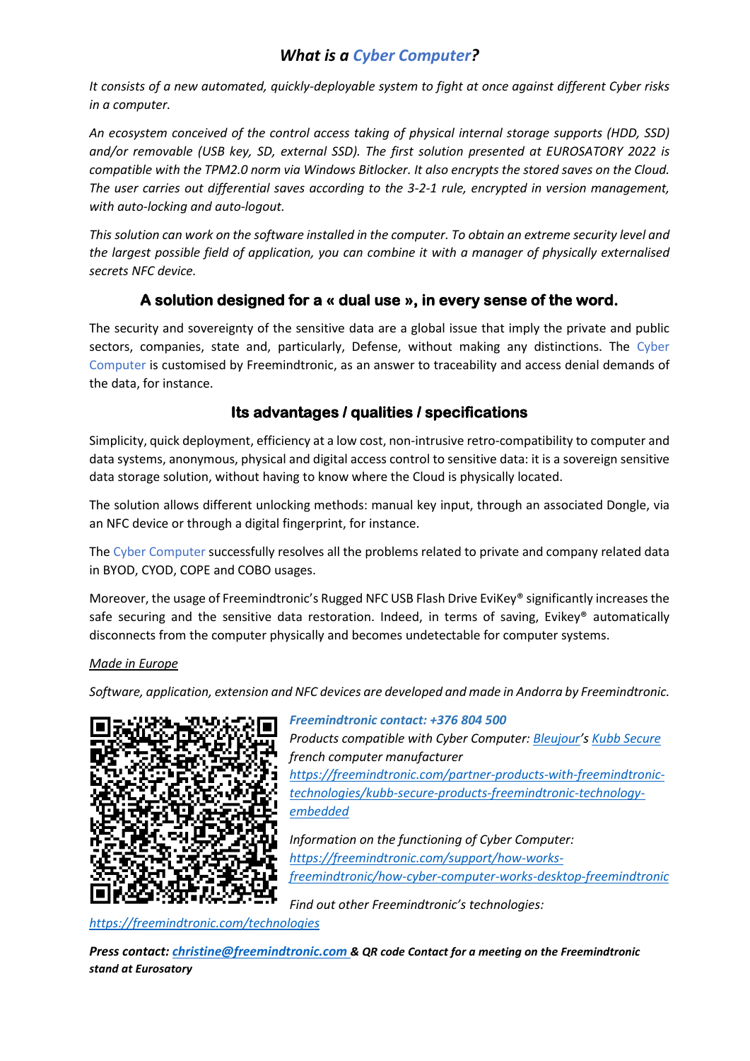## *What is a Cyber Computer?*

*It consists of a new automated, quickly-deployable system to fight at once against different Cyber risks in a computer.*

*An ecosystem conceived of the control access taking of physical internal storage supports (HDD, SSD) and/or removable (USB key, SD, external SSD). The first solution presented at EUROSATORY 2022 is compatible with the TPM2.0 norm via Windows Bitlocker. It also encrypts the stored saves on the Cloud. The user carries out differential saves according to the 3-2-1 rule, encrypted in version management, with auto-locking and auto-logout.*

*This solution can work on the software installed in the computer. To obtain an extreme security level and the largest possible field of application, you can combine it with a manager of physically externalised secrets NFC device.*

### A solution designed for a « dual use », in every sense of the word.

The security and sovereignty of the sensitive data are a global issue that imply the private and public sectors, companies, state and, particularly, Defense, without making any distinctions. The Cyber Computer is customised by Freemindtronic, as an answer to traceability and access denial demands of the data, for instance.

### Its advantages / qualities / specifications

Simplicity, quick deployment, efficiency at a low cost, non-intrusive retro-compatibility to computer and data systems, anonymous, physical and digital access control to sensitive data: it is a sovereign sensitive data storage solution, without having to know where the Cloud is physically located.

The solution allows different unlocking methods: manual key input, through an associated Dongle, via an NFC device or through a digital fingerprint, for instance.

The Cyber Computer successfully resolves all the problems related to private and company related data in BYOD, CYOD, COPE and COBO usages.

Moreover, the usage of Freemindtronic's Rugged NFC USB Flash Drive EviKey® significantly increases the safe securing and the sensitive data restoration. Indeed, in terms of saving, Evikey® automatically disconnects from the computer physically and becomes undetectable for computer systems.

*Made in Europe*

*Software, application, extension and NFC devices are developed and made in Andorra by Freemindtronic.*

***Freemindtronic contact: +376 804 500***

*Products compatible with Cyber Computer: Bleujour's Kubb Secure french computer manufacturer*
*https://freemindtronic.com/partner-products-with-freemindtronic-technologies/kubb-secure-products-freemindtronic-technology-embedded*

*Information on the functioning of Cyber Computer:*
*https://freemindtronic.com/support/how-works-freemindtronic/how-cyber-computer-works-desktop-freemindtronic*

*Find out other Freemindtronic's technologies:*
*https://freemindtronic.com/technologies*

***Press contact: christine@freemindtronic.com & QR code Contact for a meeting on the Freemindtronic stand at Eurosatory***